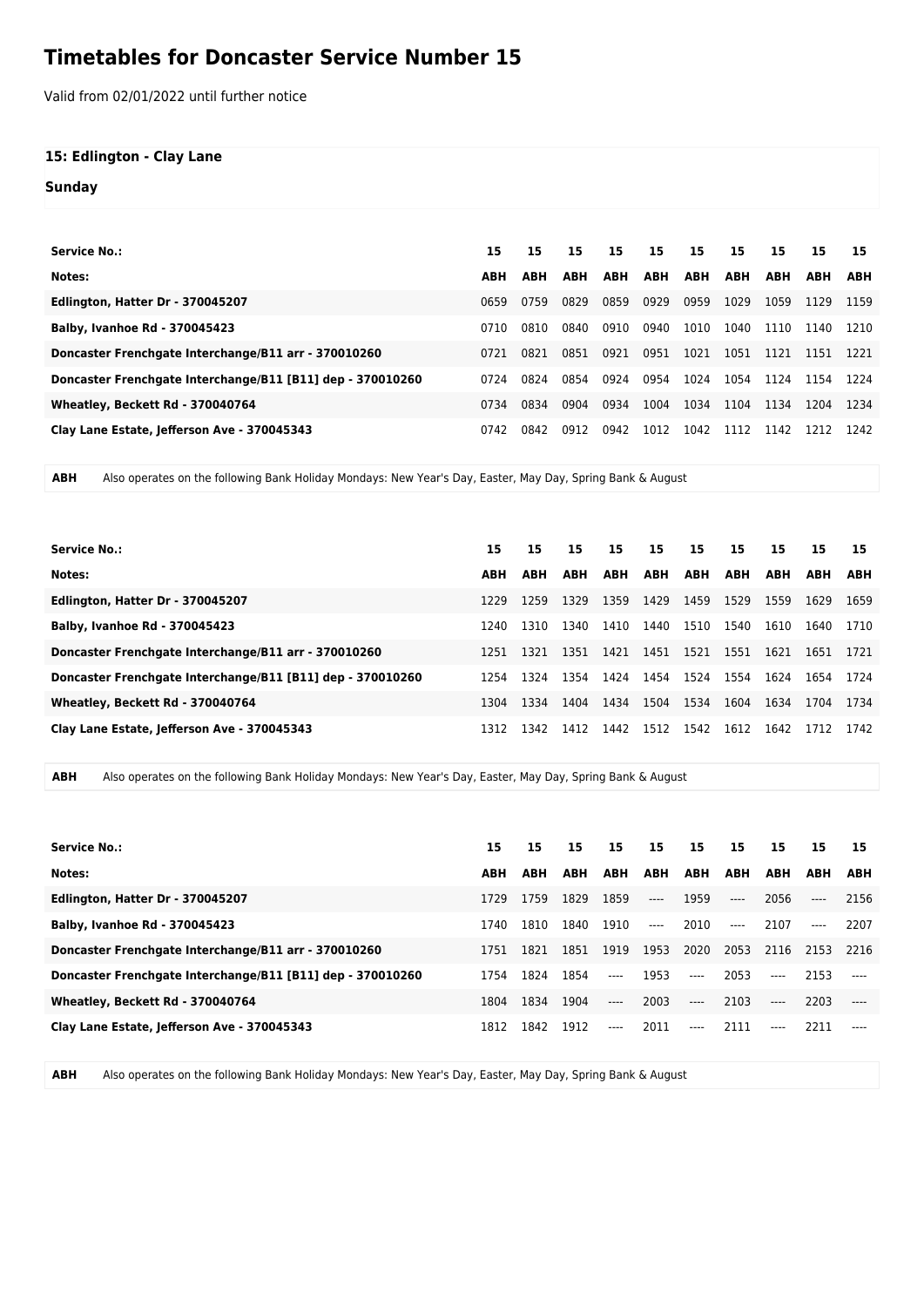# Timetables for Doncaster Service Number 15

Valid from 02/01/2022 until further notice

### 15: Edlington - Clay Lane

### Sunday

| Service No.: | 15 | 15 | 15 | 15 | 15 | 15 | 15 | 15 | 15 | 15 |
|---|---|---|---|---|---|---|---|---|---|---|
| **Notes:** | **ABH** | **ABH** | **ABH** | **ABH** | **ABH** | **ABH** | **ABH** | **ABH** | **ABH** | **ABH** |
| **Edlington, Hatter Dr - 370045207** | 0659 | 0759 | 0829 | 0859 | 0929 | 0959 | 1029 | 1059 | 1129 | 1159 |
| **Balby, Ivanhoe Rd - 370045423** | 0710 | 0810 | 0840 | 0910 | 0940 | 1010 | 1040 | 1110 | 1140 | 1210 |
| **Doncaster Frenchgate Interchange/B11 arr - 370010260** | 0721 | 0821 | 0851 | 0921 | 0951 | 1021 | 1051 | 1121 | 1151 | 1221 |
| **Doncaster Frenchgate Interchange/B11 [B11] dep - 370010260** | 0724 | 0824 | 0854 | 0924 | 0954 | 1024 | 1054 | 1124 | 1154 | 1224 |
| **Wheatley, Beckett Rd - 370040764** | 0734 | 0834 | 0904 | 0934 | 1004 | 1034 | 1104 | 1134 | 1204 | 1234 |
| **Clay Lane Estate, Jefferson Ave - 370045343** | 0742 | 0842 | 0912 | 0942 | 1012 | 1042 | 1112 | 1142 | 1212 | 1242 |

**ABH** Also operates on the following Bank Holiday Mondays: New Year's Day, Easter, May Day, Spring Bank & August

| Service No.: | 15 | 15 | 15 | 15 | 15 | 15 | 15 | 15 | 15 | 15 |
|---|---|---|---|---|---|---|---|---|---|---|
| **Notes:** | **ABH** | **ABH** | **ABH** | **ABH** | **ABH** | **ABH** | **ABH** | **ABH** | **ABH** | **ABH** |
| **Edlington, Hatter Dr - 370045207** | 1229 | 1259 | 1329 | 1359 | 1429 | 1459 | 1529 | 1559 | 1629 | 1659 |
| **Balby, Ivanhoe Rd - 370045423** | 1240 | 1310 | 1340 | 1410 | 1440 | 1510 | 1540 | 1610 | 1640 | 1710 |
| **Doncaster Frenchgate Interchange/B11 arr - 370010260** | 1251 | 1321 | 1351 | 1421 | 1451 | 1521 | 1551 | 1621 | 1651 | 1721 |
| **Doncaster Frenchgate Interchange/B11 [B11] dep - 370010260** | 1254 | 1324 | 1354 | 1424 | 1454 | 1524 | 1554 | 1624 | 1654 | 1724 |
| **Wheatley, Beckett Rd - 370040764** | 1304 | 1334 | 1404 | 1434 | 1504 | 1534 | 1604 | 1634 | 1704 | 1734 |
| **Clay Lane Estate, Jefferson Ave - 370045343** | 1312 | 1342 | 1412 | 1442 | 1512 | 1542 | 1612 | 1642 | 1712 | 1742 |

**ABH** Also operates on the following Bank Holiday Mondays: New Year's Day, Easter, May Day, Spring Bank & August

| Service No.: | 15 | 15 | 15 | 15 | 15 | 15 | 15 | 15 | 15 | 15 |
|---|---|---|---|---|---|---|---|---|---|---|
| **Notes:** | **ABH** | **ABH** | **ABH** | **ABH** | **ABH** | **ABH** | **ABH** | **ABH** | **ABH** | **ABH** |
| **Edlington, Hatter Dr - 370045207** | 1729 | 1759 | 1829 | 1859 | ---- | 1959 | ---- | 2056 | ---- | 2156 |
| **Balby, Ivanhoe Rd - 370045423** | 1740 | 1810 | 1840 | 1910 | ---- | 2010 | ---- | 2107 | ---- | 2207 |
| **Doncaster Frenchgate Interchange/B11 arr - 370010260** | 1751 | 1821 | 1851 | 1919 | 1953 | 2020 | 2053 | 2116 | 2153 | 2216 |
| **Doncaster Frenchgate Interchange/B11 [B11] dep - 370010260** | 1754 | 1824 | 1854 | ---- | 1953 | ---- | 2053 | ---- | 2153 | ---- |
| **Wheatley, Beckett Rd - 370040764** | 1804 | 1834 | 1904 | ---- | 2003 | ---- | 2103 | ---- | 2203 | ---- |
| **Clay Lane Estate, Jefferson Ave - 370045343** | 1812 | 1842 | 1912 | ---- | 2011 | ---- | 2111 | ---- | 2211 | ---- |

**ABH** Also operates on the following Bank Holiday Mondays: New Year's Day, Easter, May Day, Spring Bank & August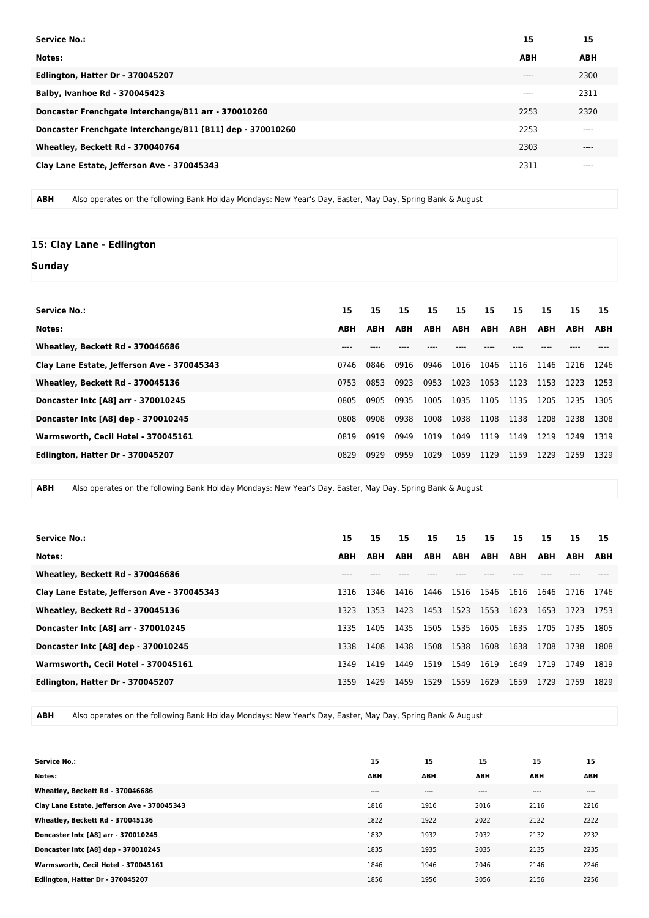| Service No.: | 15 | 15 |
| --- | --- | --- |
| Notes: | ABH | ABH |
| Edlington, Hatter Dr - 370045207 | ---- | 2300 |
| Balby, Ivanhoe Rd - 370045423 | ---- | 2311 |
| Doncaster Frenchgate Interchange/B11 arr - 370010260 | 2253 | 2320 |
| Doncaster Frenchgate Interchange/B11 [B11] dep - 370010260 | 2253 | ---- |
| Wheatley, Beckett Rd - 370040764 | 2303 | ---- |
| Clay Lane Estate, Jefferson Ave - 370045343 | 2311 | ---- |

**ABH** Also operates on the following Bank Holiday Mondays: New Year's Day, Easter, May Day, Spring Bank & August

## 15: Clay Lane - Edlington

### Sunday

| Service No.: | 15 | 15 | 15 | 15 | 15 | 15 | 15 | 15 | 15 | 15 |
| --- | --- | --- | --- | --- | --- | --- | --- | --- | --- | --- |
| Notes: | ABH | ABH | ABH | ABH | ABH | ABH | ABH | ABH | ABH | ABH |
| Wheatley, Beckett Rd - 370046686 | ---- | ---- | ---- | ---- | ---- | ---- | ---- | ---- | ---- | ---- |
| Clay Lane Estate, Jefferson Ave - 370045343 | 0746 | 0846 | 0916 | 0946 | 1016 | 1046 | 1116 | 1146 | 1216 | 1246 |
| Wheatley, Beckett Rd - 370045136 | 0753 | 0853 | 0923 | 0953 | 1023 | 1053 | 1123 | 1153 | 1223 | 1253 |
| Doncaster Intc [A8] arr - 370010245 | 0805 | 0905 | 0935 | 1005 | 1035 | 1105 | 1135 | 1205 | 1235 | 1305 |
| Doncaster Intc [A8] dep - 370010245 | 0808 | 0908 | 0938 | 1008 | 1038 | 1108 | 1138 | 1208 | 1238 | 1308 |
| Warmsworth, Cecil Hotel - 370045161 | 0819 | 0919 | 0949 | 1019 | 1049 | 1119 | 1149 | 1219 | 1249 | 1319 |
| Edlington, Hatter Dr - 370045207 | 0829 | 0929 | 0959 | 1029 | 1059 | 1129 | 1159 | 1229 | 1259 | 1329 |

**ABH** Also operates on the following Bank Holiday Mondays: New Year's Day, Easter, May Day, Spring Bank & August

| Service No.: | 15 | 15 | 15 | 15 | 15 | 15 | 15 | 15 | 15 | 15 |
| --- | --- | --- | --- | --- | --- | --- | --- | --- | --- | --- |
| Notes: | ABH | ABH | ABH | ABH | ABH | ABH | ABH | ABH | ABH | ABH |
| Wheatley, Beckett Rd - 370046686 | ---- | ---- | ---- | ---- | ---- | ---- | ---- | ---- | ---- | ---- |
| Clay Lane Estate, Jefferson Ave - 370045343 | 1316 | 1346 | 1416 | 1446 | 1516 | 1546 | 1616 | 1646 | 1716 | 1746 |
| Wheatley, Beckett Rd - 370045136 | 1323 | 1353 | 1423 | 1453 | 1523 | 1553 | 1623 | 1653 | 1723 | 1753 |
| Doncaster Intc [A8] arr - 370010245 | 1335 | 1405 | 1435 | 1505 | 1535 | 1605 | 1635 | 1705 | 1735 | 1805 |
| Doncaster Intc [A8] dep - 370010245 | 1338 | 1408 | 1438 | 1508 | 1538 | 1608 | 1638 | 1708 | 1738 | 1808 |
| Warmsworth, Cecil Hotel - 370045161 | 1349 | 1419 | 1449 | 1519 | 1549 | 1619 | 1649 | 1719 | 1749 | 1819 |
| Edlington, Hatter Dr - 370045207 | 1359 | 1429 | 1459 | 1529 | 1559 | 1629 | 1659 | 1729 | 1759 | 1829 |

**ABH** Also operates on the following Bank Holiday Mondays: New Year's Day, Easter, May Day, Spring Bank & August

| Service No.: | 15 | 15 | 15 | 15 | 15 |
| --- | --- | --- | --- | --- | --- |
| Notes: | ABH | ABH | ABH | ABH | ABH |
| Wheatley, Beckett Rd - 370046686 | ---- | ---- | ---- | ---- | ---- |
| Clay Lane Estate, Jefferson Ave - 370045343 | 1816 | 1916 | 2016 | 2116 | 2216 |
| Wheatley, Beckett Rd - 370045136 | 1822 | 1922 | 2022 | 2122 | 2222 |
| Doncaster Intc [A8] arr - 370010245 | 1832 | 1932 | 2032 | 2132 | 2232 |
| Doncaster Intc [A8] dep - 370010245 | 1835 | 1935 | 2035 | 2135 | 2235 |
| Warmsworth, Cecil Hotel - 370045161 | 1846 | 1946 | 2046 | 2146 | 2246 |
| Edlington, Hatter Dr - 370045207 | 1856 | 1956 | 2056 | 2156 | 2256 |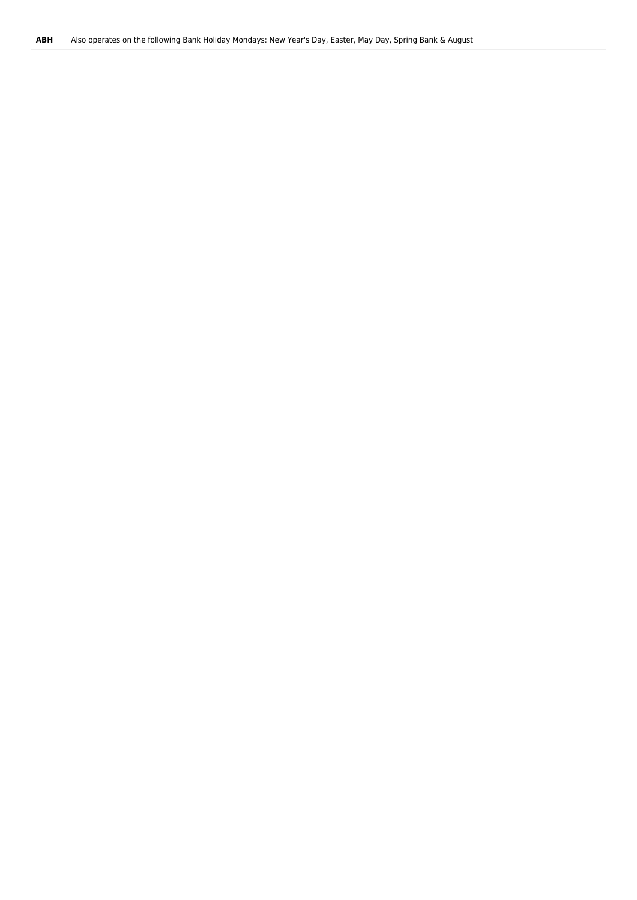| | |
|---|---|
| **ABH** | Also operates on the following Bank Holiday Mondays: New Year's Day, Easter, May Day, Spring Bank & August |